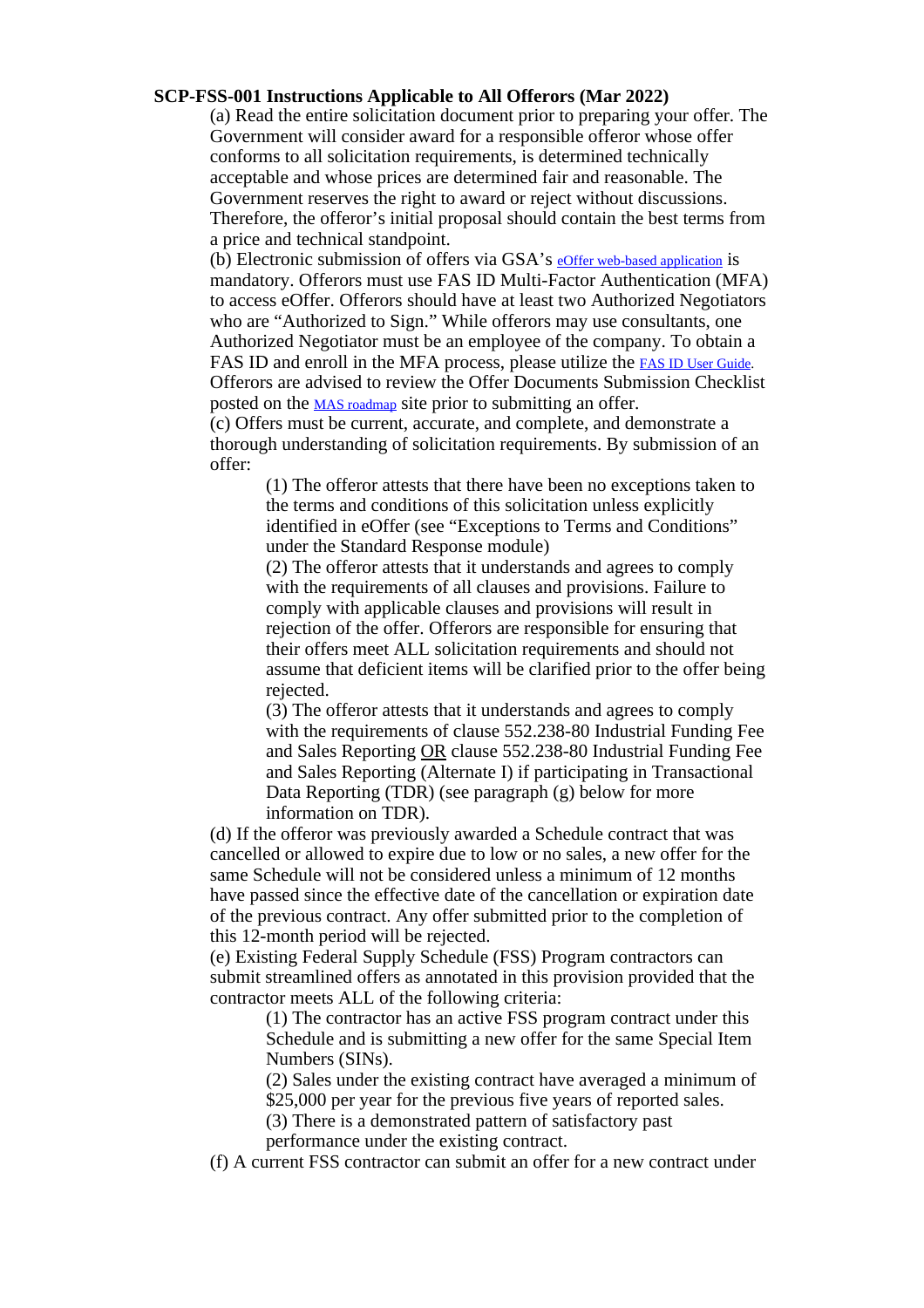**SCP-FSS-001 Instructions Applicable to All Offerors (Mar 2022)**

(a) Read the entire solicitation document prior to preparing your offer. The Government will consider award for a responsible offeror whose offer conforms to all solicitation requirements, is determined technically acceptable and whose prices are determined fair and reasonable. The Government reserves the right to award or reject without discussions. Therefore, the offeror's initial proposal should contain the best terms from a price and technical standpoint.

(b) Electronic submission of offers via GSA's eOffer web-based application is mandatory. Offerors must use FAS ID Multi-Factor Authentication (MFA) to access eOffer. Offerors should have at least two Authorized Negotiators who are "Authorized to Sign." While offerors may use consultants, one Authorized Negotiator must be an employee of the company. To obtain a FAS ID and enroll in the MFA process, please utilize the FAS ID User Guide. Offerors are advised to review the Offer Documents Submission Checklist posted on the MAS roadmap site prior to submitting an offer.

(c) Offers must be current, accurate, and complete, and demonstrate a thorough understanding of solicitation requirements. By submission of an offer:

(1) The offeror attests that there have been no exceptions taken to the terms and conditions of this solicitation unless explicitly identified in eOffer (see "Exceptions to Terms and Conditions" under the Standard Response module)

(2) The offeror attests that it understands and agrees to comply with the requirements of all clauses and provisions. Failure to comply with applicable clauses and provisions will result in rejection of the offer. Offerors are responsible for ensuring that their offers meet ALL solicitation requirements and should not assume that deficient items will be clarified prior to the offer being rejected.

(3) The offeror attests that it understands and agrees to comply with the requirements of clause 552.238-80 Industrial Funding Fee and Sales Reporting <u>OR</u> clause 552.238-80 Industrial Funding Fee and Sales Reporting (Alternate I) if participating in Transactional Data Reporting (TDR) (see paragraph (g) below for more information on TDR).

(d) If the offeror was previously awarded a Schedule contract that was cancelled or allowed to expire due to low or no sales, a new offer for the same Schedule will not be considered unless a minimum of 12 months have passed since the effective date of the cancellation or expiration date of the previous contract. Any offer submitted prior to the completion of this 12-month period will be rejected.

(e) Existing Federal Supply Schedule (FSS) Program contractors can submit streamlined offers as annotated in this provision provided that the contractor meets ALL of the following criteria:

(1) The contractor has an active FSS program contract under this Schedule and is submitting a new offer for the same Special Item Numbers (SINs).

(2) Sales under the existing contract have averaged a minimum of $25,000 per year for the previous five years of reported sales.

(3) There is a demonstrated pattern of satisfactory past performance under the existing contract.

(f) A current FSS contractor can submit an offer for a new contract under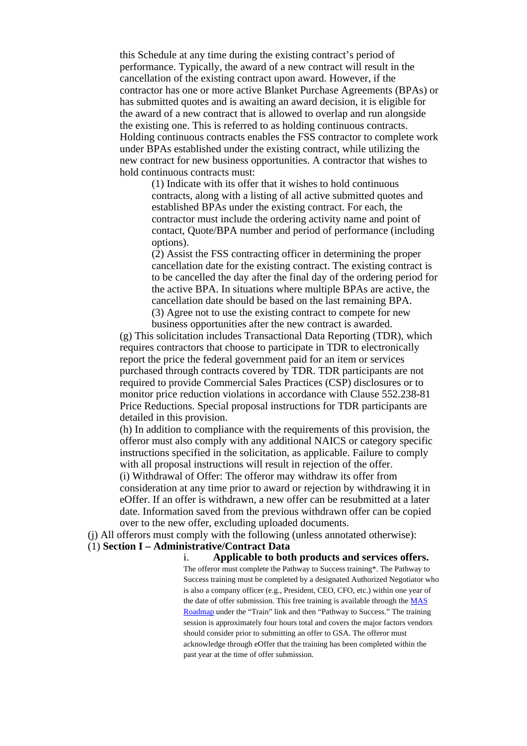this Schedule at any time during the existing contract's period of performance. Typically, the award of a new contract will result in the cancellation of the existing contract upon award. However, if the contractor has one or more active Blanket Purchase Agreements (BPAs) or has submitted quotes and is awaiting an award decision, it is eligible for the award of a new contract that is allowed to overlap and run alongside the existing one. This is referred to as holding continuous contracts. Holding continuous contracts enables the FSS contractor to complete work under BPAs established under the existing contract, while utilizing the new contract for new business opportunities. A contractor that wishes to hold continuous contracts must:

(1) Indicate with its offer that it wishes to hold continuous contracts, along with a listing of all active submitted quotes and established BPAs under the existing contract. For each, the contractor must include the ordering activity name and point of contact, Quote/BPA number and period of performance (including options).

(2) Assist the FSS contracting officer in determining the proper cancellation date for the existing contract. The existing contract is to be cancelled the day after the final day of the ordering period for the active BPA. In situations where multiple BPAs are active, the cancellation date should be based on the last remaining BPA.

(3) Agree not to use the existing contract to compete for new business opportunities after the new contract is awarded.

(g) This solicitation includes Transactional Data Reporting (TDR), which requires contractors that choose to participate in TDR to electronically report the price the federal government paid for an item or services purchased through contracts covered by TDR. TDR participants are not required to provide Commercial Sales Practices (CSP) disclosures or to monitor price reduction violations in accordance with Clause 552.238-81 Price Reductions. Special proposal instructions for TDR participants are detailed in this provision.

(h) In addition to compliance with the requirements of this provision, the offeror must also comply with any additional NAICS or category specific instructions specified in the solicitation, as applicable. Failure to comply with all proposal instructions will result in rejection of the offer.

(i) Withdrawal of Offer: The offeror may withdraw its offer from consideration at any time prior to award or rejection by withdrawing it in eOffer. If an offer is withdrawn, a new offer can be resubmitted at a later date. Information saved from the previous withdrawn offer can be copied over to the new offer, excluding uploaded documents.

(j) All offerors must comply with the following (unless annotated otherwise):

(1) **Section I – Administrative/Contract Data**

i. **Applicable to both products and services offers.**

The offeror must complete the Pathway to Success training*. The Pathway to Success training must be completed by a designated Authorized Negotiator who is also a company officer (e.g., President, CEO, CFO, etc.) within one year of the date of offer submission. This free training is available through the [MAS Roadmap](MAS Roadmap) under the "Train" link and then "Pathway to Success." The training session is approximately four hours total and covers the major factors vendors should consider prior to submitting an offer to GSA. The offeror must acknowledge through eOffer that the training has been completed within the past year at the time of offer submission.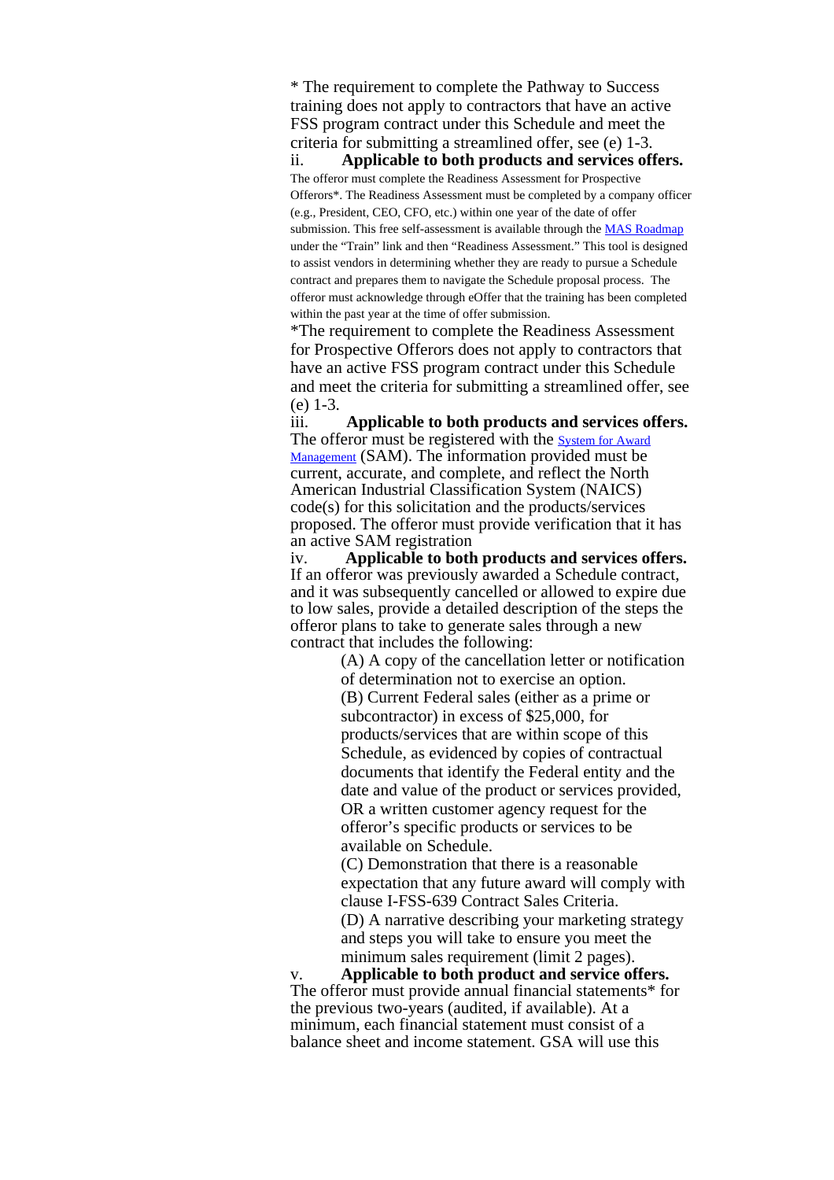* The requirement to complete the Pathway to Success training does not apply to contractors that have an active FSS program contract under this Schedule and meet the criteria for submitting a streamlined offer, see (e) 1-3.

ii. **Applicable to both products and services offers.**
The offeror must complete the Readiness Assessment for Prospective Offerors*. The Readiness Assessment must be completed by a company officer (e.g., President, CEO, CFO, etc.) within one year of the date of offer submission. This free self-assessment is available through the [MAS Roadmap](MAS Roadmap) under the "Train" link and then "Readiness Assessment." This tool is designed to assist vendors in determining whether they are ready to pursue a Schedule contract and prepares them to navigate the Schedule proposal process. The offeror must acknowledge through eOffer that the training has been completed within the past year at the time of offer submission.

*The requirement to complete the Readiness Assessment for Prospective Offerors does not apply to contractors that have an active FSS program contract under this Schedule and meet the criteria for submitting a streamlined offer, see (e) 1-3.

iii. **Applicable to both products and services offers.**
The offeror must be registered with the [System for Award Management](System for Award Management) (SAM). The information provided must be current, accurate, and complete, and reflect the North American Industrial Classification System (NAICS) code(s) for this solicitation and the products/services proposed. The offeror must provide verification that it has an active SAM registration

iv. **Applicable to both products and services offers.**
If an offeror was previously awarded a Schedule contract, and it was subsequently cancelled or allowed to expire due to low sales, provide a detailed description of the steps the offeror plans to take to generate sales through a new contract that includes the following:

(A) A copy of the cancellation letter or notification of determination not to exercise an option.

(B) Current Federal sales (either as a prime or subcontractor) in excess of $25,000, for products/services that are within scope of this Schedule, as evidenced by copies of contractual documents that identify the Federal entity and the date and value of the product or services provided, OR a written customer agency request for the offeror's specific products or services to be available on Schedule.

(C) Demonstration that there is a reasonable expectation that any future award will comply with clause I-FSS-639 Contract Sales Criteria.

(D) A narrative describing your marketing strategy and steps you will take to ensure you meet the minimum sales requirement (limit 2 pages).

v. **Applicable to both product and service offers.**
The offeror must provide annual financial statements* for the previous two-years (audited, if available). At a minimum, each financial statement must consist of a balance sheet and income statement. GSA will use this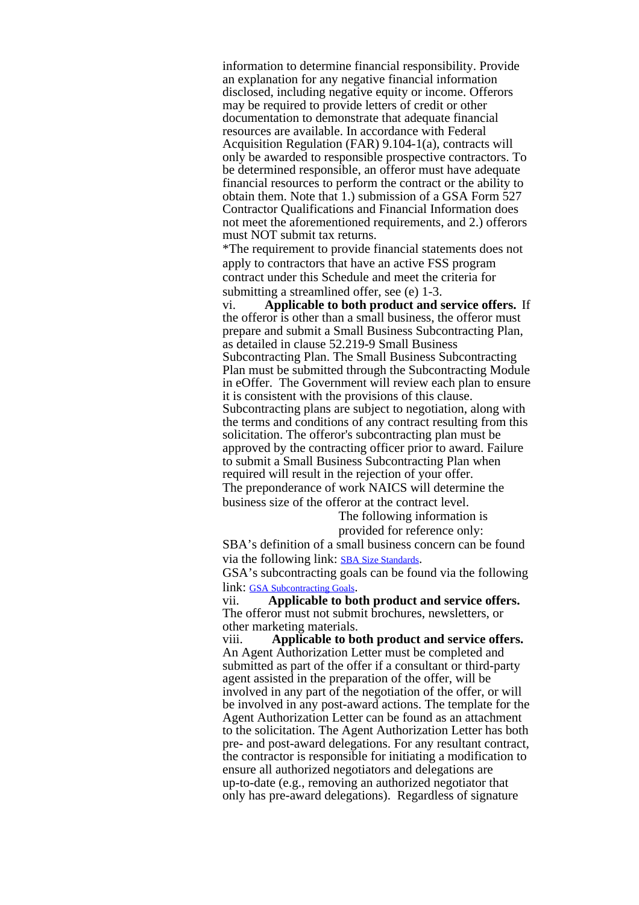information to determine financial responsibility. Provide an explanation for any negative financial information disclosed, including negative equity or income. Offerors may be required to provide letters of credit or other documentation to demonstrate that adequate financial resources are available. In accordance with Federal Acquisition Regulation (FAR) 9.104-1(a), contracts will only be awarded to responsible prospective contractors. To be determined responsible, an offeror must have adequate financial resources to perform the contract or the ability to obtain them. Note that 1.) submission of a GSA Form 527 Contractor Qualifications and Financial Information does not meet the aforementioned requirements, and 2.) offerors must NOT submit tax returns.

*The requirement to provide financial statements does not apply to contractors that have an active FSS program contract under this Schedule and meet the criteria for submitting a streamlined offer, see (e) 1-3.

vi. **Applicable to both product and service offers.** If the offeror is other than a small business, the offeror must prepare and submit a Small Business Subcontracting Plan, as detailed in clause 52.219-9 Small Business Subcontracting Plan. The Small Business Subcontracting Plan must be submitted through the Subcontracting Module in eOffer. The Government will review each plan to ensure it is consistent with the provisions of this clause. Subcontracting plans are subject to negotiation, along with the terms and conditions of any contract resulting from this solicitation. The offeror's subcontracting plan must be approved by the contracting officer prior to award. Failure to submit a Small Business Subcontracting Plan when required will result in the rejection of your offer.

The preponderance of work NAICS will determine the business size of the offeror at the contract level.

The following information is provided for reference only:

SBA's definition of a small business concern can be found via the following link: SBA Size Standards.

GSA's subcontracting goals can be found via the following link: GSA Subcontracting Goals.

vii. **Applicable to both product and service offers.** The offeror must not submit brochures, newsletters, or other marketing materials.

viii. **Applicable to both product and service offers.** An Agent Authorization Letter must be completed and submitted as part of the offer if a consultant or third-party agent assisted in the preparation of the offer, will be involved in any part of the negotiation of the offer, or will be involved in any post-award actions. The template for the Agent Authorization Letter can be found as an attachment to the solicitation. The Agent Authorization Letter has both pre- and post-award delegations. For any resultant contract, the contractor is responsible for initiating a modification to ensure all authorized negotiators and delegations are up-to-date (e.g., removing an authorized negotiator that only has pre-award delegations). Regardless of signature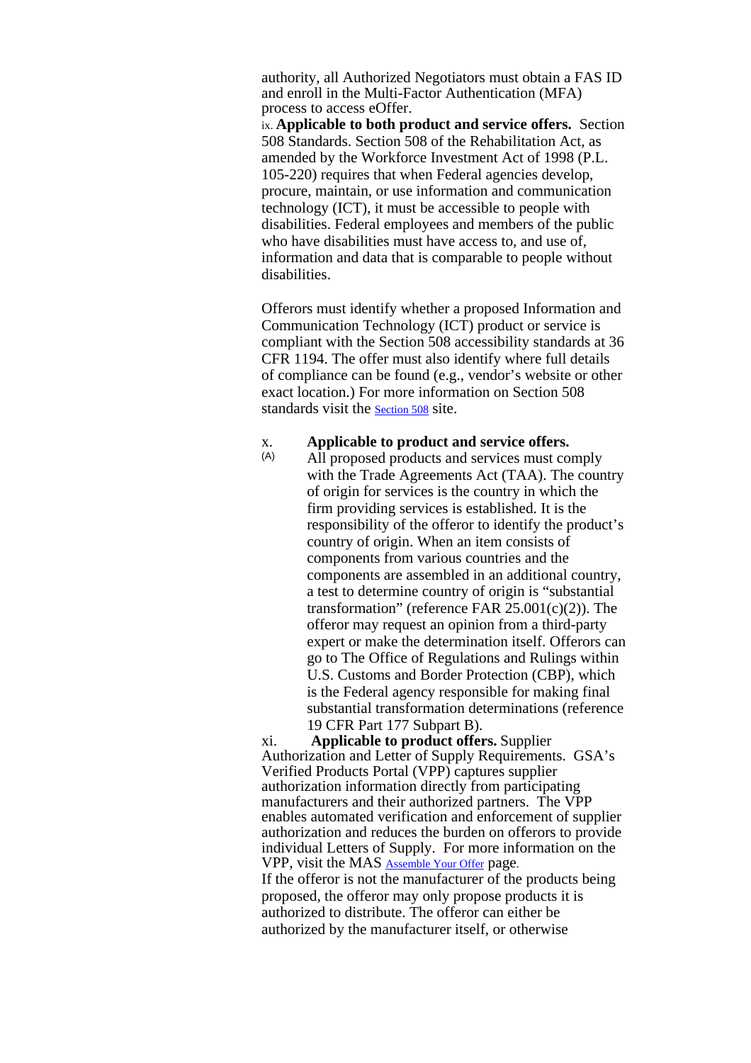authority, all Authorized Negotiators must obtain a FAS ID and enroll in the Multi-Factor Authentication (MFA) process to access eOffer.

ix. **Applicable to both product and service offers.** Section 508 Standards. Section 508 of the Rehabilitation Act, as amended by the Workforce Investment Act of 1998 (P.L. 105-220) requires that when Federal agencies develop, procure, maintain, or use information and communication technology (ICT), it must be accessible to people with disabilities. Federal employees and members of the public who have disabilities must have access to, and use of, information and data that is comparable to people without disabilities.

Offerors must identify whether a proposed Information and Communication Technology (ICT) product or service is compliant with the Section 508 accessibility standards at 36 CFR 1194. The offer must also identify where full details of compliance can be found (e.g., vendor's website or other exact location.) For more information on Section 508 standards visit the Section 508 site.

x. **Applicable to product and service offers.**

(A) All proposed products and services must comply with the Trade Agreements Act (TAA). The country of origin for services is the country in which the firm providing services is established. It is the responsibility of the offeror to identify the product's country of origin. When an item consists of components from various countries and the components are assembled in an additional country, a test to determine country of origin is "substantial transformation" (reference FAR 25.001(c)(2)). The offeror may request an opinion from a third-party expert or make the determination itself. Offerors can go to The Office of Regulations and Rulings within U.S. Customs and Border Protection (CBP), which is the Federal agency responsible for making final substantial transformation determinations (reference 19 CFR Part 177 Subpart B).

xi. **Applicable to product offers.** Supplier Authorization and Letter of Supply Requirements. GSA's Verified Products Portal (VPP) captures supplier authorization information directly from participating manufacturers and their authorized partners. The VPP enables automated verification and enforcement of supplier authorization and reduces the burden on offerors to provide individual Letters of Supply. For more information on the VPP, visit the MAS Assemble Your Offer page.

If the offeror is not the manufacturer of the products being proposed, the offeror may only propose products it is authorized to distribute. The offeror can either be authorized by the manufacturer itself, or otherwise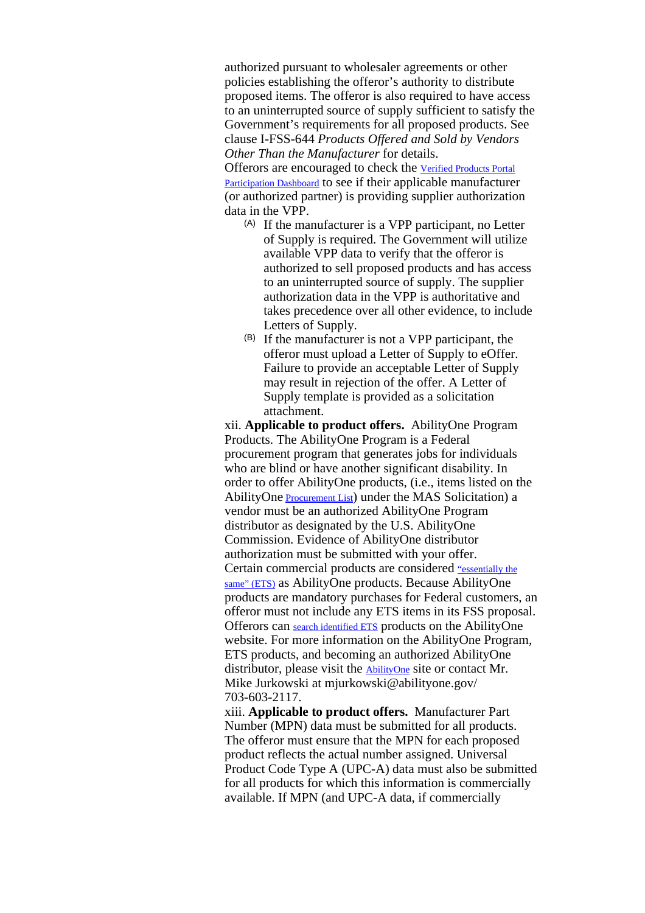authorized pursuant to wholesaler agreements or other policies establishing the offeror's authority to distribute proposed items. The offeror is also required to have access to an uninterrupted source of supply sufficient to satisfy the Government's requirements for all proposed products. See clause I-FSS-644 *Products Offered and Sold by Vendors Other Than the Manufacturer* for details.

Offerors are encouraged to check the [Verified Products Portal Participation Dashboard] to see if their applicable manufacturer (or authorized partner) is providing supplier authorization data in the VPP.

- (A) If the manufacturer is a VPP participant, no Letter of Supply is required. The Government will utilize available VPP data to verify that the offeror is authorized to sell proposed products and has access to an uninterrupted source of supply. The supplier authorization data in the VPP is authoritative and takes precedence over all other evidence, to include Letters of Supply.
- (B) If the manufacturer is not a VPP participant, the offeror must upload a Letter of Supply to eOffer. Failure to provide an acceptable Letter of Supply may result in rejection of the offer. A Letter of Supply template is provided as a solicitation attachment.

xii. **Applicable to product offers.** AbilityOne Program Products. The AbilityOne Program is a Federal procurement program that generates jobs for individuals who are blind or have another significant disability. In order to offer AbilityOne products, (i.e., items listed on the AbilityOne [Procurement List]) under the MAS Solicitation) a vendor must be an authorized AbilityOne Program distributor as designated by the U.S. AbilityOne Commission. Evidence of AbilityOne distributor authorization must be submitted with your offer. Certain commercial products are considered ["essentially the same" (ETS)] as AbilityOne products. Because AbilityOne products are mandatory purchases for Federal customers, an offeror must not include any ETS items in its FSS proposal. Offerors can [search identified ETS] products on the AbilityOne website. For more information on the AbilityOne Program, ETS products, and becoming an authorized AbilityOne distributor, please visit the [AbilityOne] site or contact Mr. Mike Jurkowski at mjurkowski@abilityone.gov/ 703-603-2117.

xiii. **Applicable to product offers.** Manufacturer Part Number (MPN) data must be submitted for all products. The offeror must ensure that the MPN for each proposed product reflects the actual number assigned. Universal Product Code Type A (UPC-A) data must also be submitted for all products for which this information is commercially available. If MPN (and UPC-A data, if commercially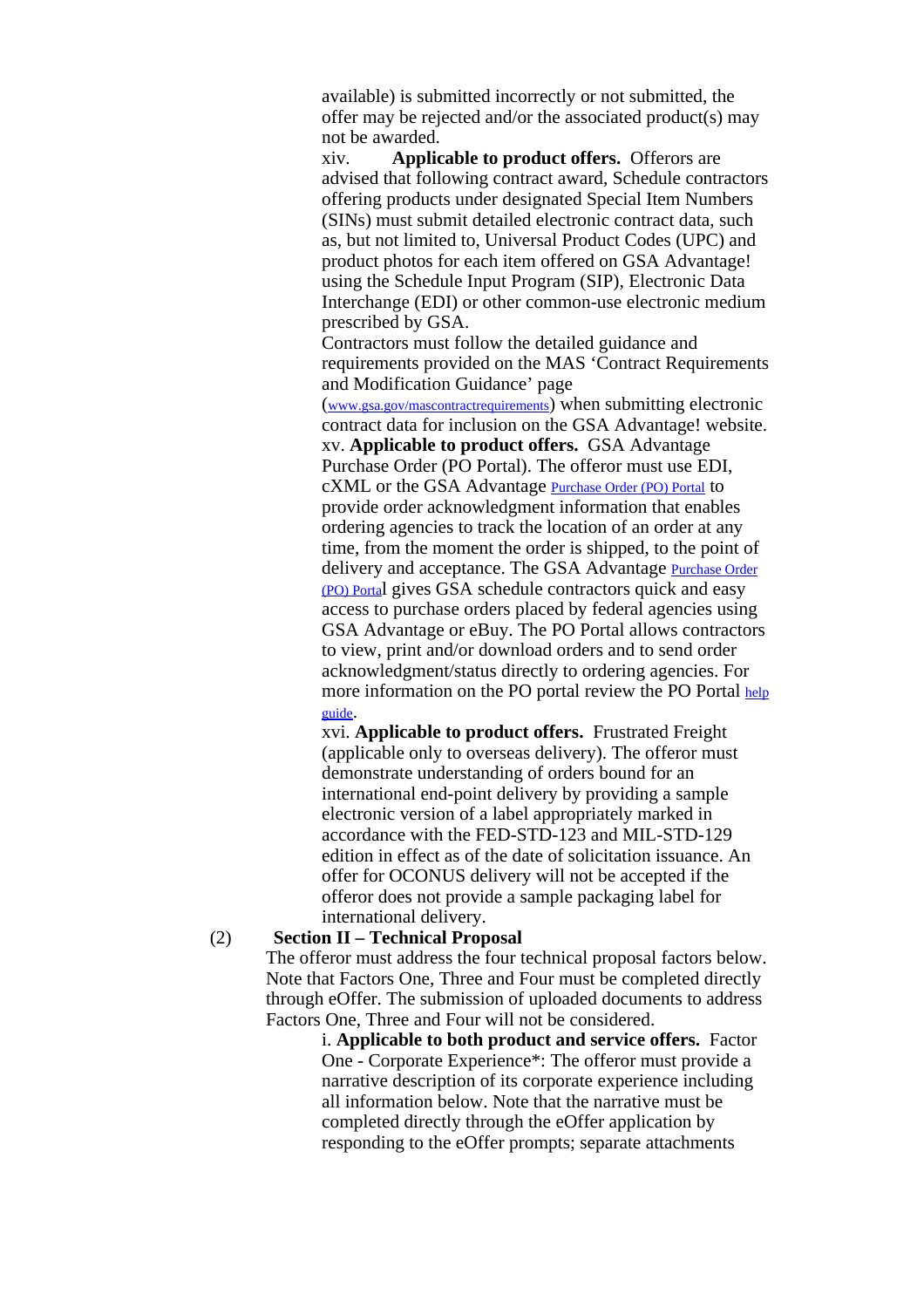available) is submitted incorrectly or not submitted, the offer may be rejected and/or the associated product(s) may not be awarded.

xiv. **Applicable to product offers.** Offerors are advised that following contract award, Schedule contractors offering products under designated Special Item Numbers (SINs) must submit detailed electronic contract data, such as, but not limited to, Universal Product Codes (UPC) and product photos for each item offered on GSA Advantage! using the Schedule Input Program (SIP), Electronic Data Interchange (EDI) or other common-use electronic medium prescribed by GSA.

Contractors must follow the detailed guidance and requirements provided on the MAS 'Contract Requirements and Modification Guidance' page (www.gsa.gov/mascontractrequirements) when submitting electronic contract data for inclusion on the GSA Advantage! website.

xv. **Applicable to product offers.** GSA Advantage Purchase Order (PO Portal). The offeror must use EDI, cXML or the GSA Advantage Purchase Order (PO) Portal to provide order acknowledgment information that enables ordering agencies to track the location of an order at any time, from the moment the order is shipped, to the point of delivery and acceptance. The GSA Advantage Purchase Order (PO) Portal gives GSA schedule contractors quick and easy access to purchase orders placed by federal agencies using GSA Advantage or eBuy. The PO Portal allows contractors to view, print and/or download orders and to send order acknowledgment/status directly to ordering agencies. For more information on the PO portal review the PO Portal help guide.

xvi. **Applicable to product offers.** Frustrated Freight (applicable only to overseas delivery). The offeror must demonstrate understanding of orders bound for an international end-point delivery by providing a sample electronic version of a label appropriately marked in accordance with the FED-STD-123 and MIL-STD-129 edition in effect as of the date of solicitation issuance. An offer for OCONUS delivery will not be accepted if the offeror does not provide a sample packaging label for international delivery.

(2) **Section II – Technical Proposal**

The offeror must address the four technical proposal factors below. Note that Factors One, Three and Four must be completed directly through eOffer. The submission of uploaded documents to address Factors One, Three and Four will not be considered.

i. **Applicable to both product and service offers.** Factor One - Corporate Experience*: The offeror must provide a narrative description of its corporate experience including all information below. Note that the narrative must be completed directly through the eOffer application by responding to the eOffer prompts; separate attachments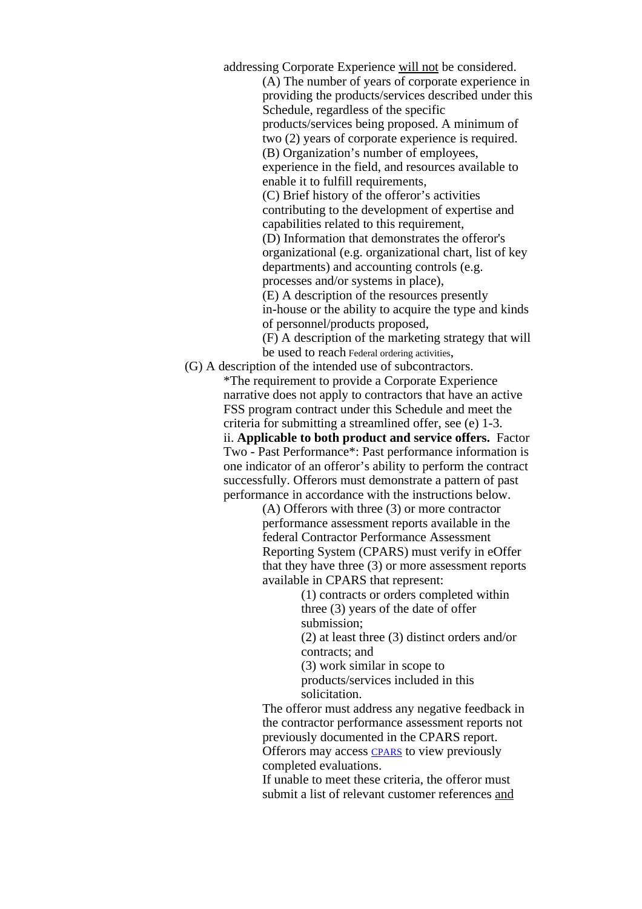addressing Corporate Experience <u>will not</u> be considered.

(A) The number of years of corporate experience in providing the products/services described under this Schedule, regardless of the specific products/services being proposed. A minimum of two (2) years of corporate experience is required.

(B) Organization's number of employees, experience in the field, and resources available to enable it to fulfill requirements,

(C) Brief history of the offeror's activities contributing to the development of expertise and capabilities related to this requirement,

(D) Information that demonstrates the offeror's organizational (e.g. organizational chart, list of key departments) and accounting controls (e.g. processes and/or systems in place),

(E) A description of the resources presently in-house or the ability to acquire the type and kinds of personnel/products proposed,

(F) A description of the marketing strategy that will be used to reach Federal ordering activities,

(G) A description of the intended use of subcontractors.

*The requirement to provide a Corporate Experience narrative does not apply to contractors that have an active FSS program contract under this Schedule and meet the criteria for submitting a streamlined offer, see (e) 1-3.

ii. **Applicable to both product and service offers.** Factor Two - Past Performance*: Past performance information is one indicator of an offeror's ability to perform the contract successfully. Offerors must demonstrate a pattern of past performance in accordance with the instructions below.

(A) Offerors with three (3) or more contractor performance assessment reports available in the federal Contractor Performance Assessment Reporting System (CPARS) must verify in eOffer that they have three (3) or more assessment reports available in CPARS that represent:

(1) contracts or orders completed within three (3) years of the date of offer submission;

(2) at least three (3) distinct orders and/or contracts; and

(3) work similar in scope to products/services included in this solicitation.

The offeror must address any negative feedback in the contractor performance assessment reports not previously documented in the CPARS report. Offerors may access [CPARS]() to view previously completed evaluations.

If unable to meet these criteria, the offeror must submit a list of relevant customer references <u>and</u>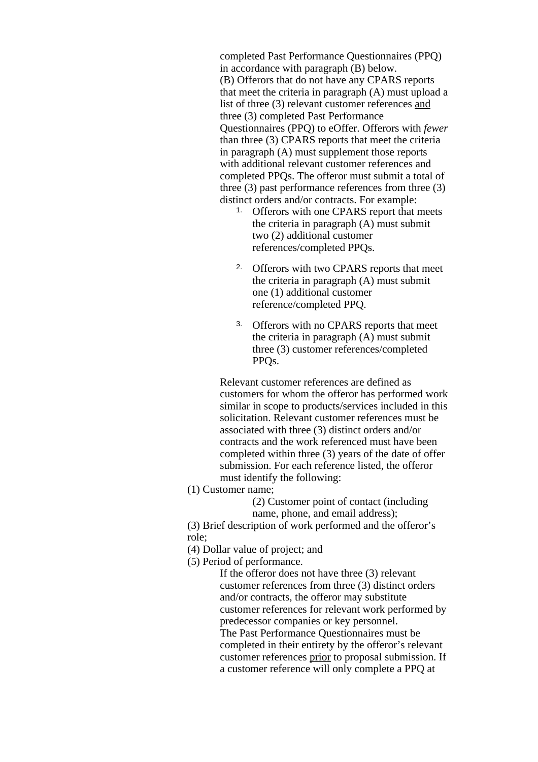completed Past Performance Questionnaires (PPQ) in accordance with paragraph (B) below.

(B) Offerors that do not have any CPARS reports that meet the criteria in paragraph (A) must upload a list of three (3) relevant customer references <u>and</u> three (3) completed Past Performance Questionnaires (PPQ) to eOffer. Offerors with *fewer* than three (3) CPARS reports that meet the criteria in paragraph (A) must supplement those reports with additional relevant customer references and completed PPQs. The offeror must submit a total of three (3) past performance references from three (3) distinct orders and/or contracts. For example:

1. Offerors with one CPARS report that meets the criteria in paragraph (A) must submit two (2) additional customer references/completed PPQs.

2. Offerors with two CPARS reports that meet the criteria in paragraph (A) must submit one (1) additional customer reference/completed PPQ.

3. Offerors with no CPARS reports that meet the criteria in paragraph (A) must submit three (3) customer references/completed PPQs.

Relevant customer references are defined as customers for whom the offeror has performed work similar in scope to products/services included in this solicitation. Relevant customer references must be associated with three (3) distinct orders and/or contracts and the work referenced must have been completed within three (3) years of the date of offer submission. For each reference listed, the offeror must identify the following:

(1) Customer name;

(2) Customer point of contact (including name, phone, and email address);

(3) Brief description of work performed and the offeror's role;

(4) Dollar value of project; and

(5) Period of performance.

If the offeror does not have three (3) relevant customer references from three (3) distinct orders and/or contracts, the offeror may substitute customer references for relevant work performed by predecessor companies or key personnel.

The Past Performance Questionnaires must be completed in their entirety by the offeror's relevant customer references <u>prior</u> to proposal submission. If a customer reference will only complete a PPQ at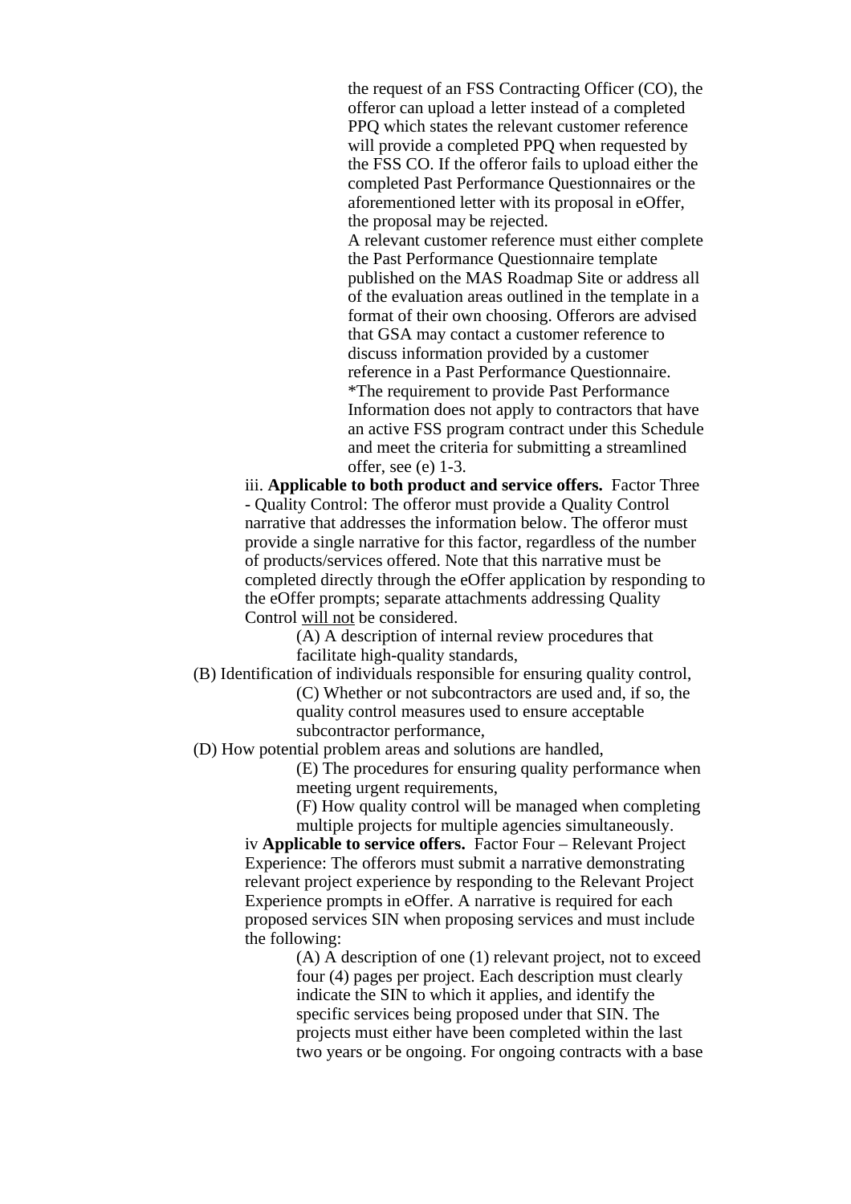the request of an FSS Contracting Officer (CO), the offeror can upload a letter instead of a completed PPQ which states the relevant customer reference will provide a completed PPQ when requested by the FSS CO. If the offeror fails to upload either the completed Past Performance Questionnaires or the aforementioned letter with its proposal in eOffer, the proposal may be rejected.

A relevant customer reference must either complete the Past Performance Questionnaire template published on the MAS Roadmap Site or address all of the evaluation areas outlined in the template in a format of their own choosing. Offerors are advised that GSA may contact a customer reference to discuss information provided by a customer reference in a Past Performance Questionnaire.

*The requirement to provide Past Performance Information does not apply to contractors that have an active FSS program contract under this Schedule and meet the criteria for submitting a streamlined offer, see (e) 1-3.

iii. **Applicable to both product and service offers.** Factor Three - Quality Control: The offeror must provide a Quality Control narrative that addresses the information below. The offeror must provide a single narrative for this factor, regardless of the number of products/services offered. Note that this narrative must be completed directly through the eOffer application by responding to the eOffer prompts; separate attachments addressing Quality Control <u>will not</u> be considered.

(A) A description of internal review procedures that facilitate high-quality standards,

(B) Identification of individuals responsible for ensuring quality control,

(C) Whether or not subcontractors are used and, if so, the quality control measures used to ensure acceptable subcontractor performance,

(D) How potential problem areas and solutions are handled,

(E) The procedures for ensuring quality performance when meeting urgent requirements,

(F) How quality control will be managed when completing multiple projects for multiple agencies simultaneously.

iv **Applicable to service offers.** Factor Four – Relevant Project Experience: The offerors must submit a narrative demonstrating relevant project experience by responding to the Relevant Project Experience prompts in eOffer. A narrative is required for each proposed services SIN when proposing services and must include the following:

(A) A description of one (1) relevant project, not to exceed four (4) pages per project. Each description must clearly indicate the SIN to which it applies, and identify the specific services being proposed under that SIN. The projects must either have been completed within the last two years or be ongoing. For ongoing contracts with a base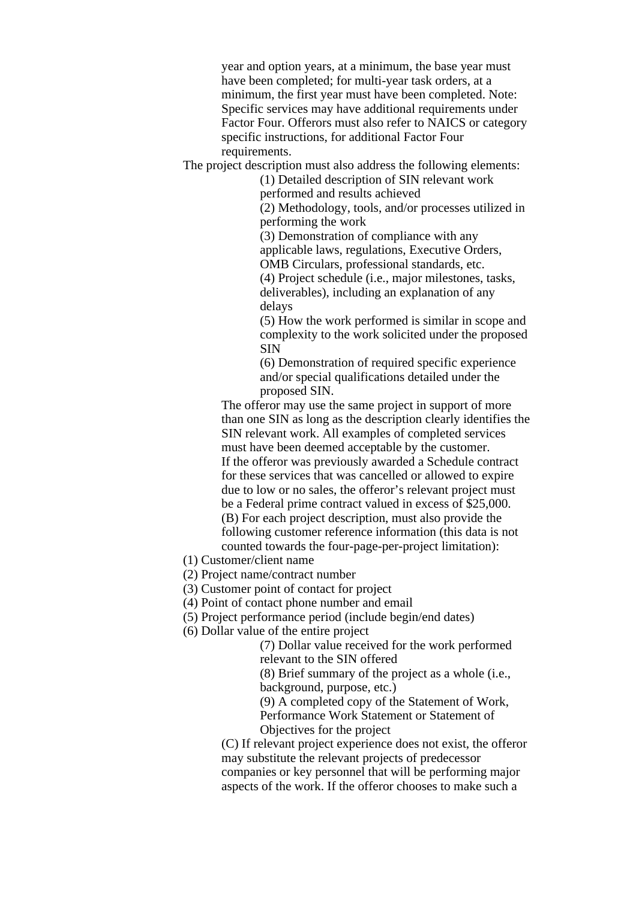year and option years, at a minimum, the base year must have been completed; for multi-year task orders, at a minimum, the first year must have been completed. Note: Specific services may have additional requirements under Factor Four. Offerors must also refer to NAICS or category specific instructions, for additional Factor Four requirements.

The project description must also address the following elements:

(1) Detailed description of SIN relevant work performed and results achieved

(2) Methodology, tools, and/or processes utilized in performing the work

(3) Demonstration of compliance with any applicable laws, regulations, Executive Orders, OMB Circulars, professional standards, etc.

(4) Project schedule (i.e., major milestones, tasks, deliverables), including an explanation of any delays

(5) How the work performed is similar in scope and complexity to the work solicited under the proposed SIN

(6) Demonstration of required specific experience and/or special qualifications detailed under the proposed SIN.

The offeror may use the same project in support of more than one SIN as long as the description clearly identifies the SIN relevant work. All examples of completed services must have been deemed acceptable by the customer.

If the offeror was previously awarded a Schedule contract for these services that was cancelled or allowed to expire due to low or no sales, the offeror's relevant project must be a Federal prime contract valued in excess of $25,000.

(B) For each project description, must also provide the following customer reference information (this data is not counted towards the four-page-per-project limitation):

(1) Customer/client name

(2) Project name/contract number

(3) Customer point of contact for project

(4) Point of contact phone number and email

(5) Project performance period (include begin/end dates)

(6) Dollar value of the entire project

(7) Dollar value received for the work performed relevant to the SIN offered

(8) Brief summary of the project as a whole (i.e., background, purpose, etc.)

(9) A completed copy of the Statement of Work, Performance Work Statement or Statement of Objectives for the project

(C) If relevant project experience does not exist, the offeror may substitute the relevant projects of predecessor companies or key personnel that will be performing major aspects of the work. If the offeror chooses to make such a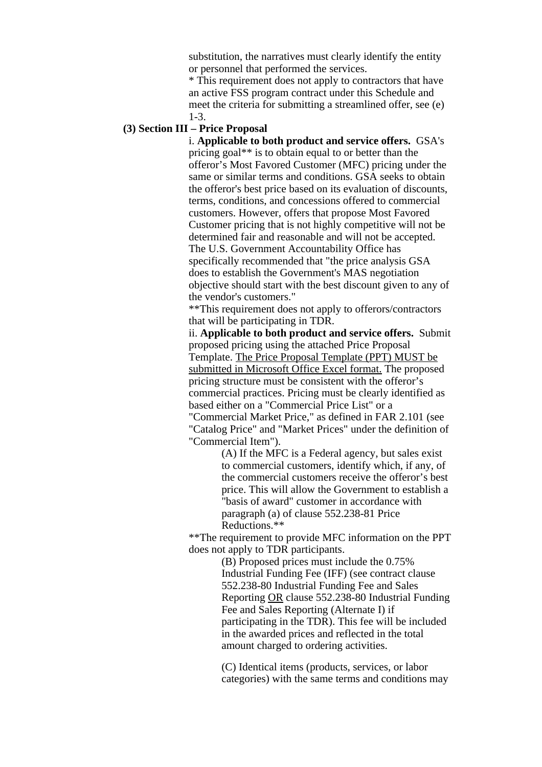substitution, the narratives must clearly identify the entity or personnel that performed the services.

* This requirement does not apply to contractors that have an active FSS program contract under this Schedule and meet the criteria for submitting a streamlined offer, see (e) 1-3.

**(3) Section III – Price Proposal**

i. **Applicable to both product and service offers.** GSA's pricing goal** is to obtain equal to or better than the offeror's Most Favored Customer (MFC) pricing under the same or similar terms and conditions. GSA seeks to obtain the offeror's best price based on its evaluation of discounts, terms, conditions, and concessions offered to commercial customers. However, offers that propose Most Favored Customer pricing that is not highly competitive will not be determined fair and reasonable and will not be accepted. The U.S. Government Accountability Office has specifically recommended that "the price analysis GSA does to establish the Government's MAS negotiation objective should start with the best discount given to any of the vendor's customers."

**This requirement does not apply to offerors/contractors that will be participating in TDR.

ii. **Applicable to both product and service offers.** Submit proposed pricing using the attached Price Proposal Template. <u>The Price Proposal Template (PPT) MUST be submitted in Microsoft Office Excel format.</u> The proposed pricing structure must be consistent with the offeror's commercial practices. Pricing must be clearly identified as based either on a "Commercial Price List" or a "Commercial Market Price," as defined in FAR 2.101 (see "Catalog Price" and "Market Prices" under the definition of "Commercial Item").

(A) If the MFC is a Federal agency, but sales exist to commercial customers, identify which, if any, of the commercial customers receive the offeror's best price. This will allow the Government to establish a "basis of award" customer in accordance with paragraph (a) of clause 552.238-81 Price Reductions.**

**The requirement to provide MFC information on the PPT does not apply to TDR participants.

(B) Proposed prices must include the 0.75% Industrial Funding Fee (IFF) (see contract clause 552.238-80 Industrial Funding Fee and Sales Reporting <u>OR</u> clause 552.238-80 Industrial Funding Fee and Sales Reporting (Alternate I) if participating in the TDR). This fee will be included in the awarded prices and reflected in the total amount charged to ordering activities.

(C) Identical items (products, services, or labor categories) with the same terms and conditions may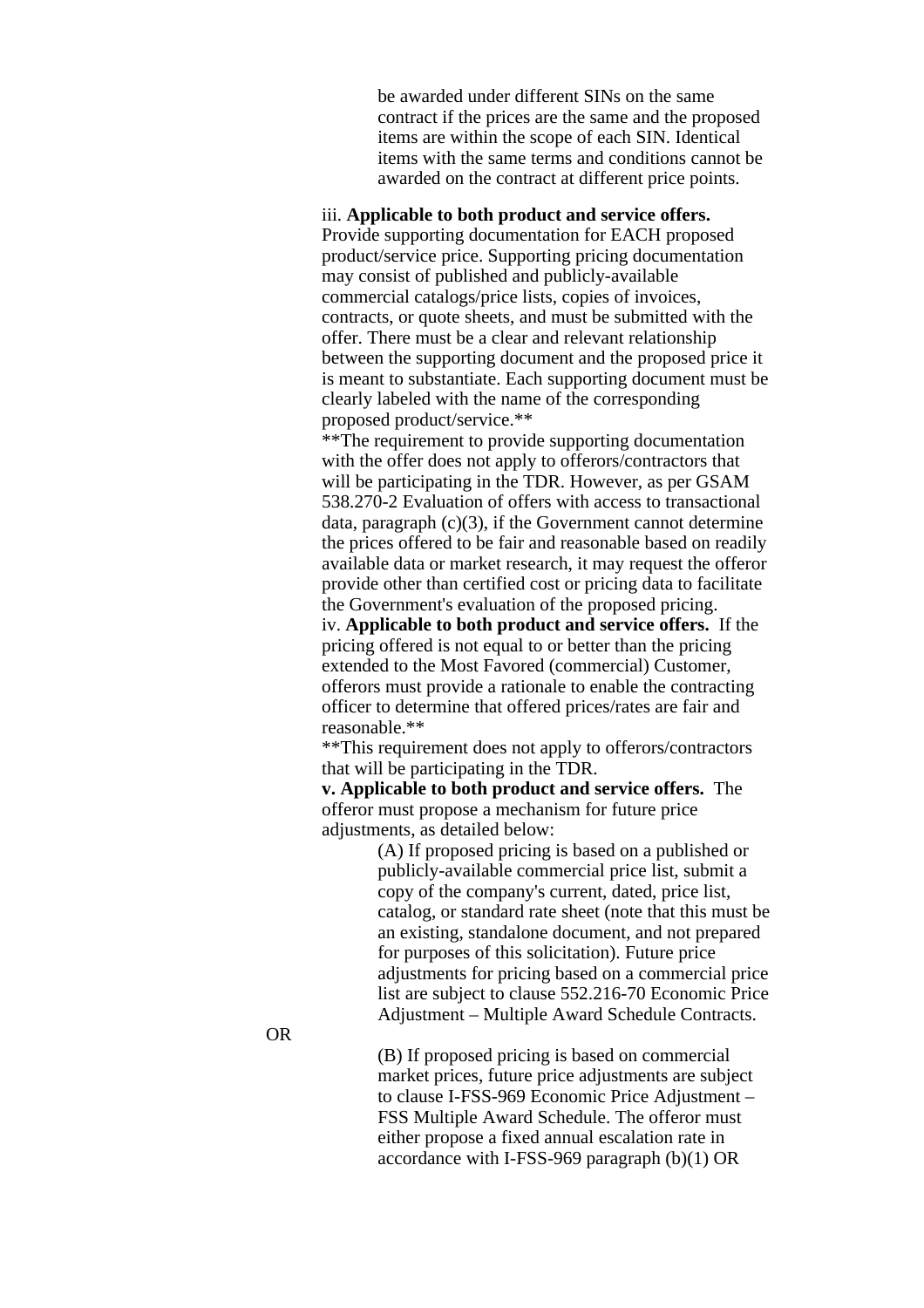be awarded under different SINs on the same contract if the prices are the same and the proposed items are within the scope of each SIN. Identical items with the same terms and conditions cannot be awarded on the contract at different price points.

iii. **Applicable to both product and service offers.** Provide supporting documentation for EACH proposed product/service price. Supporting pricing documentation may consist of published and publicly-available commercial catalogs/price lists, copies of invoices, contracts, or quote sheets, and must be submitted with the offer. There must be a clear and relevant relationship between the supporting document and the proposed price it is meant to substantiate. Each supporting document must be clearly labeled with the name of the corresponding proposed product/service.**

**The requirement to provide supporting documentation with the offer does not apply to offerors/contractors that will be participating in the TDR. However, as per GSAM 538.270-2 Evaluation of offers with access to transactional data, paragraph (c)(3), if the Government cannot determine the prices offered to be fair and reasonable based on readily available data or market research, it may request the offeror provide other than certified cost or pricing data to facilitate the Government's evaluation of the proposed pricing.

iv. **Applicable to both product and service offers.** If the pricing offered is not equal to or better than the pricing extended to the Most Favored (commercial) Customer, offerors must provide a rationale to enable the contracting officer to determine that offered prices/rates are fair and reasonable.**

**This requirement does not apply to offerors/contractors that will be participating in the TDR.

**v. Applicable to both product and service offers.** The offeror must propose a mechanism for future price adjustments, as detailed below:

(A) If proposed pricing is based on a published or publicly-available commercial price list, submit a copy of the company's current, dated, price list, catalog, or standard rate sheet (note that this must be an existing, standalone document, and not prepared for purposes of this solicitation). Future price adjustments for pricing based on a commercial price list are subject to clause 552.216-70 Economic Price Adjustment – Multiple Award Schedule Contracts.

OR

(B) If proposed pricing is based on commercial market prices, future price adjustments are subject to clause I-FSS-969 Economic Price Adjustment – FSS Multiple Award Schedule. The offeror must either propose a fixed annual escalation rate in accordance with I-FSS-969 paragraph (b)(1) OR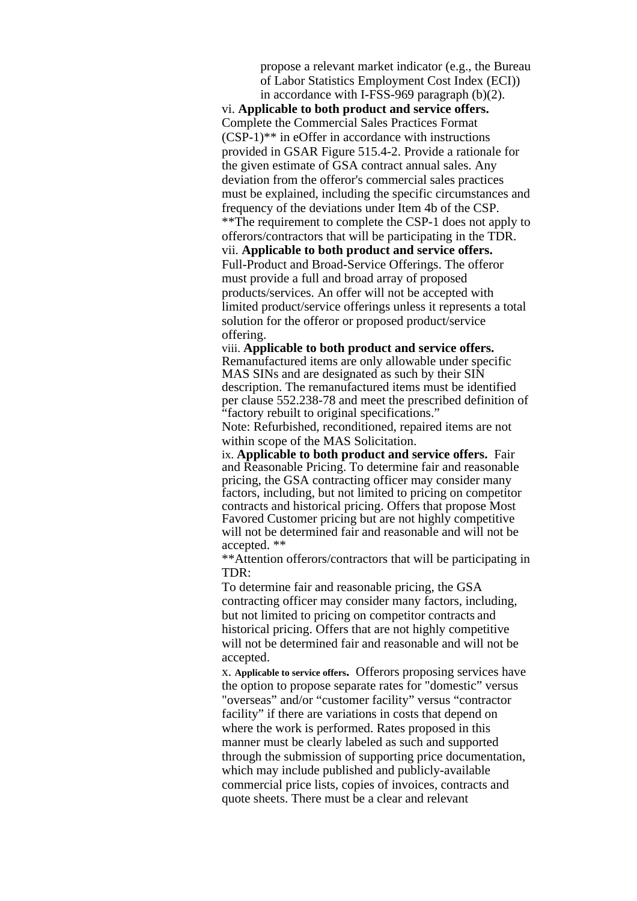propose a relevant market indicator (e.g., the Bureau of Labor Statistics Employment Cost Index (ECI)) in accordance with I-FSS-969 paragraph (b)(2).

vi. **Applicable to both product and service offers.** Complete the Commercial Sales Practices Format (CSP-1)** in eOffer in accordance with instructions provided in GSAR Figure 515.4-2. Provide a rationale for the given estimate of GSA contract annual sales. Any deviation from the offeror's commercial sales practices must be explained, including the specific circumstances and frequency of the deviations under Item 4b of the CSP. **The requirement to complete the CSP-1 does not apply to offerors/contractors that will be participating in the TDR.

vii. **Applicable to both product and service offers.** Full-Product and Broad-Service Offerings. The offeror must provide a full and broad array of proposed products/services. An offer will not be accepted with limited product/service offerings unless it represents a total solution for the offeror or proposed product/service offering.

viii. **Applicable to both product and service offers.** Remanufactured items are only allowable under specific MAS SINs and are designated as such by their SIN description. The remanufactured items must be identified per clause 552.238-78 and meet the prescribed definition of "factory rebuilt to original specifications."

Note: Refurbished, reconditioned, repaired items are not within scope of the MAS Solicitation.

ix. **Applicable to both product and service offers.** Fair and Reasonable Pricing. To determine fair and reasonable pricing, the GSA contracting officer may consider many factors, including, but not limited to pricing on competitor contracts and historical pricing. Offers that propose Most Favored Customer pricing but are not highly competitive will not be determined fair and reasonable and will not be accepted. **

**Attention offerors/contractors that will be participating in TDR:

To determine fair and reasonable pricing, the GSA contracting officer may consider many factors, including, but not limited to pricing on competitor contracts and historical pricing. Offers that are not highly competitive will not be determined fair and reasonable and will not be accepted.

x. **Applicable to service offers.** Offerors proposing services have the option to propose separate rates for "domestic" versus "overseas" and/or "customer facility" versus "contractor facility" if there are variations in costs that depend on where the work is performed. Rates proposed in this manner must be clearly labeled as such and supported through the submission of supporting price documentation, which may include published and publicly-available commercial price lists, copies of invoices, contracts and quote sheets. There must be a clear and relevant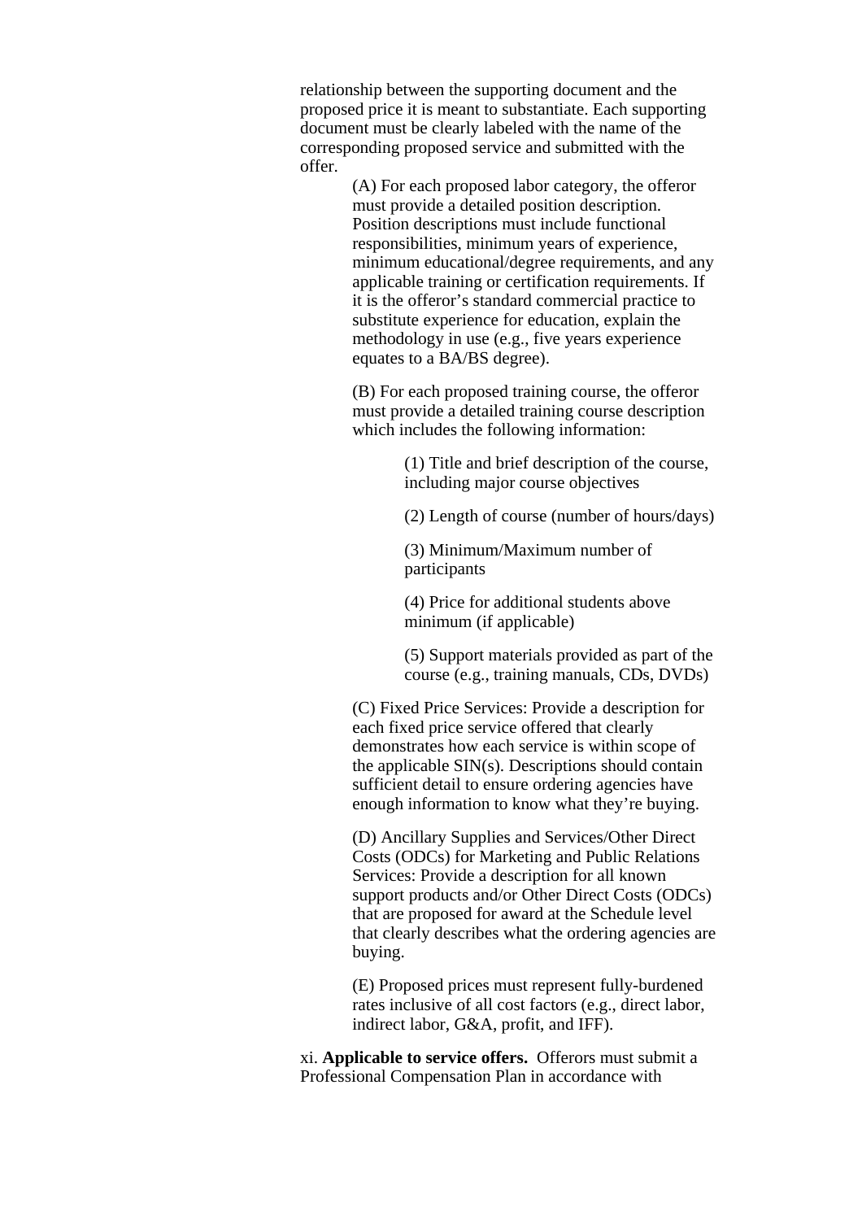relationship between the supporting document and the proposed price it is meant to substantiate. Each supporting document must be clearly labeled with the name of the corresponding proposed service and submitted with the offer.

(A) For each proposed labor category, the offeror must provide a detailed position description. Position descriptions must include functional responsibilities, minimum years of experience, minimum educational/degree requirements, and any applicable training or certification requirements. If it is the offeror's standard commercial practice to substitute experience for education, explain the methodology in use (e.g., five years experience equates to a BA/BS degree).

(B) For each proposed training course, the offeror must provide a detailed training course description which includes the following information:

(1) Title and brief description of the course, including major course objectives

(2) Length of course (number of hours/days)

(3) Minimum/Maximum number of participants

(4) Price for additional students above minimum (if applicable)

(5) Support materials provided as part of the course (e.g., training manuals, CDs, DVDs)

(C) Fixed Price Services: Provide a description for each fixed price service offered that clearly demonstrates how each service is within scope of the applicable SIN(s). Descriptions should contain sufficient detail to ensure ordering agencies have enough information to know what they're buying.

(D) Ancillary Supplies and Services/Other Direct Costs (ODCs) for Marketing and Public Relations Services: Provide a description for all known support products and/or Other Direct Costs (ODCs) that are proposed for award at the Schedule level that clearly describes what the ordering agencies are buying.

(E) Proposed prices must represent fully-burdened rates inclusive of all cost factors (e.g., direct labor, indirect labor, G&A, profit, and IFF).

xi. **Applicable to service offers.** Offerors must submit a Professional Compensation Plan in accordance with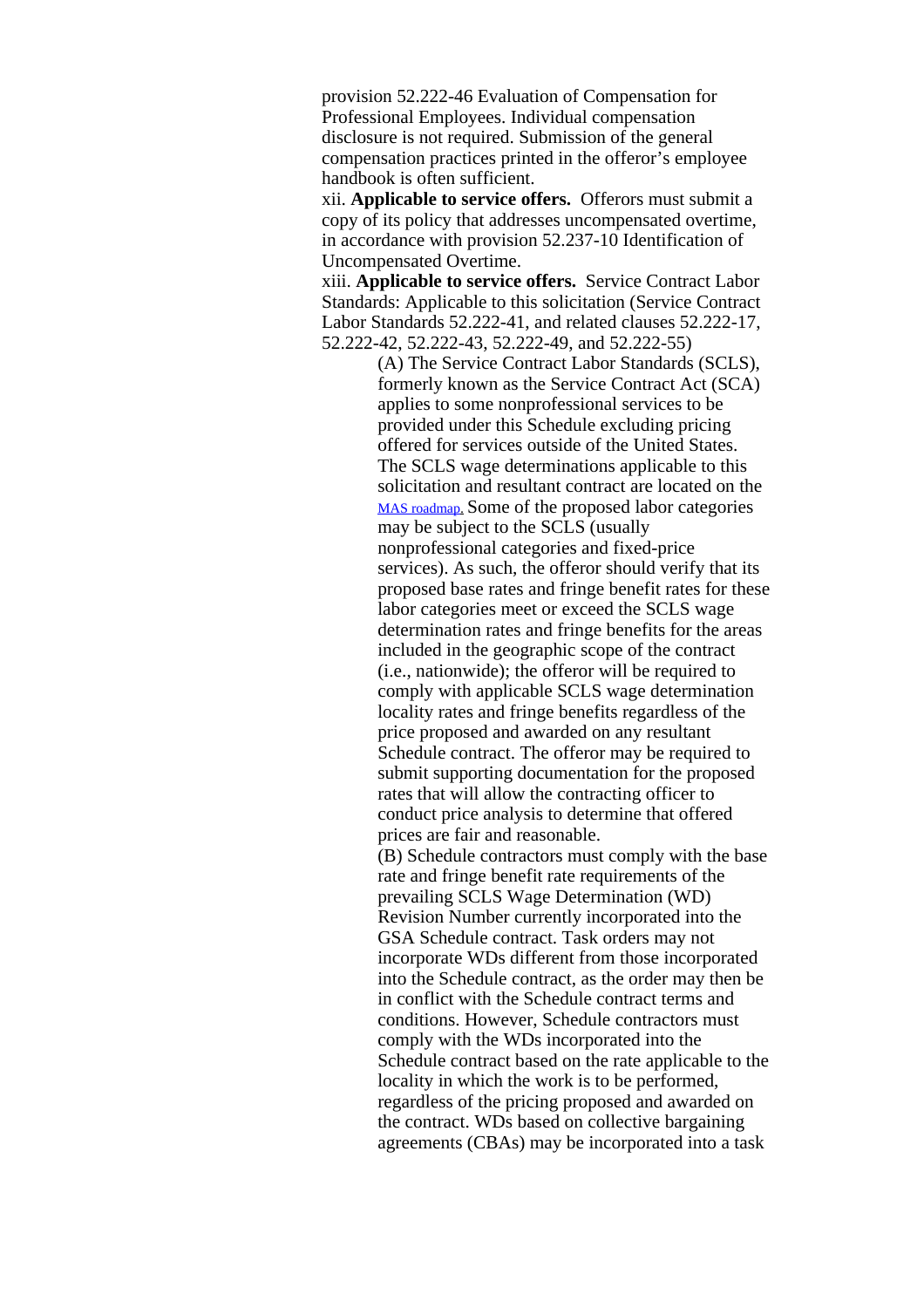provision 52.222-46 Evaluation of Compensation for Professional Employees. Individual compensation disclosure is not required. Submission of the general compensation practices printed in the offeror's employee handbook is often sufficient.

xii. **Applicable to service offers.** Offerors must submit a copy of its policy that addresses uncompensated overtime, in accordance with provision 52.237-10 Identification of Uncompensated Overtime.

xiii. **Applicable to service offers.** Service Contract Labor Standards: Applicable to this solicitation (Service Contract Labor Standards 52.222-41, and related clauses 52.222-17, 52.222-42, 52.222-43, 52.222-49, and 52.222-55)

> (A) The Service Contract Labor Standards (SCLS), formerly known as the Service Contract Act (SCA) applies to some nonprofessional services to be provided under this Schedule excluding pricing offered for services outside of the United States. The SCLS wage determinations applicable to this solicitation and resultant contract are located on the MAS roadmap. Some of the proposed labor categories may be subject to the SCLS (usually nonprofessional categories and fixed-price services). As such, the offeror should verify that its proposed base rates and fringe benefit rates for these labor categories meet or exceed the SCLS wage determination rates and fringe benefits for the areas included in the geographic scope of the contract (i.e., nationwide); the offeror will be required to comply with applicable SCLS wage determination locality rates and fringe benefits regardless of the price proposed and awarded on any resultant Schedule contract. The offeror may be required to submit supporting documentation for the proposed rates that will allow the contracting officer to conduct price analysis to determine that offered prices are fair and reasonable.
>
> (B) Schedule contractors must comply with the base rate and fringe benefit rate requirements of the prevailing SCLS Wage Determination (WD) Revision Number currently incorporated into the GSA Schedule contract. Task orders may not incorporate WDs different from those incorporated into the Schedule contract, as the order may then be in conflict with the Schedule contract terms and conditions. However, Schedule contractors must comply with the WDs incorporated into the Schedule contract based on the rate applicable to the locality in which the work is to be performed, regardless of the pricing proposed and awarded on the contract. WDs based on collective bargaining agreements (CBAs) may be incorporated into a task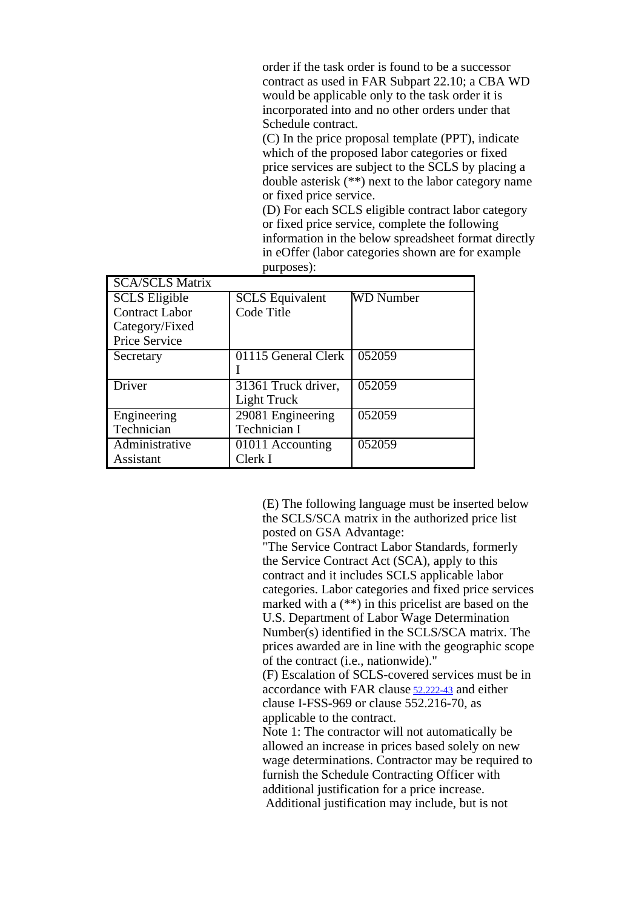order if the task order is found to be a successor contract as used in FAR Subpart 22.10; a CBA WD would be applicable only to the task order it is incorporated into and no other orders under that Schedule contract.

(C) In the price proposal template (PPT), indicate which of the proposed labor categories or fixed price services are subject to the SCLS by placing a double asterisk (**) next to the labor category name or fixed price service.

(D) For each SCLS eligible contract labor category or fixed price service, complete the following information in the below spreadsheet format directly in eOffer (labor categories shown are for example purposes):

| SCA/SCLS Matrix | | |
|---|---|---|
| SCLS Eligible Contract Labor Category/Fixed Price Service | SCLS Equivalent Code Title | WD Number |
| Secretary | 01115 General Clerk I | 052059 |
| Driver | 31361 Truck driver, Light Truck | 052059 |
| Engineering Technician | 29081 Engineering Technician I | 052059 |
| Administrative Assistant | 01011 Accounting Clerk I | 052059 |

(E) The following language must be inserted below the SCLS/SCA matrix in the authorized price list posted on GSA Advantage:

"The Service Contract Labor Standards, formerly the Service Contract Act (SCA), apply to this contract and it includes SCLS applicable labor categories. Labor categories and fixed price services marked with a (**) in this pricelist are based on the U.S. Department of Labor Wage Determination Number(s) identified in the SCLS/SCA matrix. The prices awarded are in line with the geographic scope of the contract (i.e., nationwide)."

(F) Escalation of SCLS-covered services must be in accordance with FAR clause 52.222-43 and either clause I-FSS-969 or clause 552.216-70, as applicable to the contract.

Note 1: The contractor will not automatically be allowed an increase in prices based solely on new wage determinations. Contractor may be required to furnish the Schedule Contracting Officer with additional justification for a price increase. Additional justification may include, but is not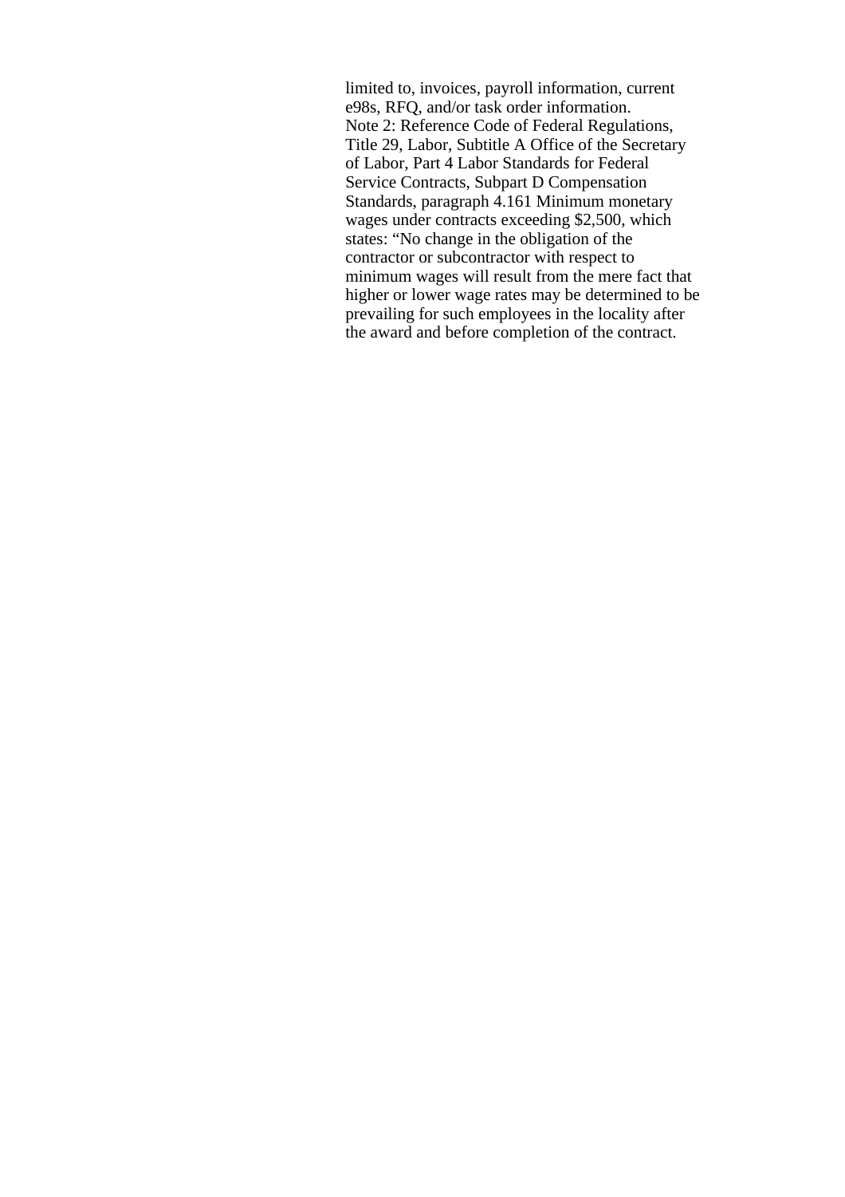limited to, invoices, payroll information, current e98s, RFQ, and/or task order information.

Note 2: Reference Code of Federal Regulations, Title 29, Labor, Subtitle A Office of the Secretary of Labor, Part 4 Labor Standards for Federal Service Contracts, Subpart D Compensation Standards, paragraph 4.161 Minimum monetary wages under contracts exceeding $2,500, which states: “No change in the obligation of the contractor or subcontractor with respect to minimum wages will result from the mere fact that higher or lower wage rates may be determined to be prevailing for such employees in the locality after the award and before completion of the contract.